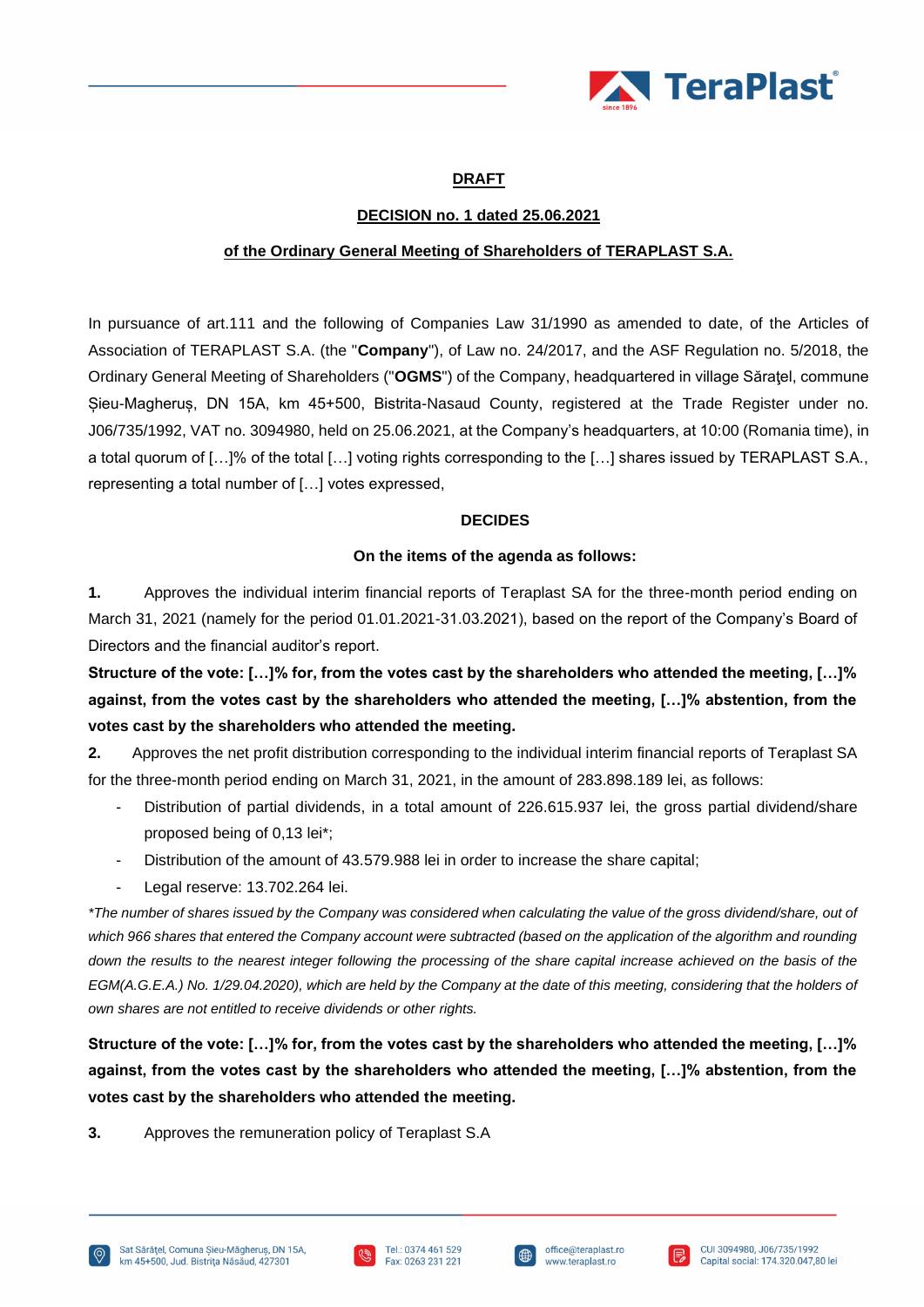**DRAFT**

**DECISION no. 1 dated 25.06.2021**

**of the Ordinary General Meeting of Shareholders of TERAPLAST S.A.**

In pursuance of art.111 and the following of Companies Law 31/1990 as amended to date, of the Articles of Association of TERAPLAST S.A. (the "**Company**"), of Law no. 24/2017, and the ASF Regulation no. 5/2018, the Ordinary General Meeting of Shareholders ("**OGMS**") of the Company, headquartered in village Sărățel, commune Șieu-Magheruș, DN 15A, km 45+500, Bistrita-Nasaud County, registered at the Trade Register under no. J06/735/1992, VAT no. 3094980, held on 25.06.2021, at the Company's headquarters, at 10:00 (Romania time), in a total quorum of […]% of the total […] voting rights corresponding to the […] shares issued by TERAPLAST S.A., representing a total number of […] votes expressed,

**DECIDES**

**On the items of the agenda as follows:**

**1.** Approves the individual interim financial reports of Teraplast SA for the three-month period ending on March 31, 2021 (namely for the period 01.01.2021-31.03.2021), based on the report of the Company's Board of Directors and the financial auditor's report.

**Structure of the vote: […]% for, from the votes cast by the shareholders who attended the meeting, […]% against, from the votes cast by the shareholders who attended the meeting, […]% abstention, from the votes cast by the shareholders who attended the meeting.**

**2.** Approves the net profit distribution corresponding to the individual interim financial reports of Teraplast SA for the three-month period ending on March 31, 2021, in the amount of 283.898.189 lei, as follows:

- Distribution of partial dividends, in a total amount of 226.615.937 lei, the gross partial dividend/share proposed being of 0,13 lei*;
- Distribution of the amount of 43.579.988 lei in order to increase the share capital;
- Legal reserve: 13.702.264 lei.

*\*The number of shares issued by the Company was considered when calculating the value of the gross dividend/share, out of which 966 shares that entered the Company account were subtracted (based on the application of the algorithm and rounding down the results to the nearest integer following the processing of the share capital increase achieved on the basis of the EGM(A.G.E.A.) No. 1/29.04.2020), which are held by the Company at the date of this meeting, considering that the holders of own shares are not entitled to receive dividends or other rights.*

**Structure of the vote: […]% for, from the votes cast by the shareholders who attended the meeting, […]% against, from the votes cast by the shareholders who attended the meeting, […]% abstention, from the votes cast by the shareholders who attended the meeting.**

**3.** Approves the remuneration policy of Teraplast S.A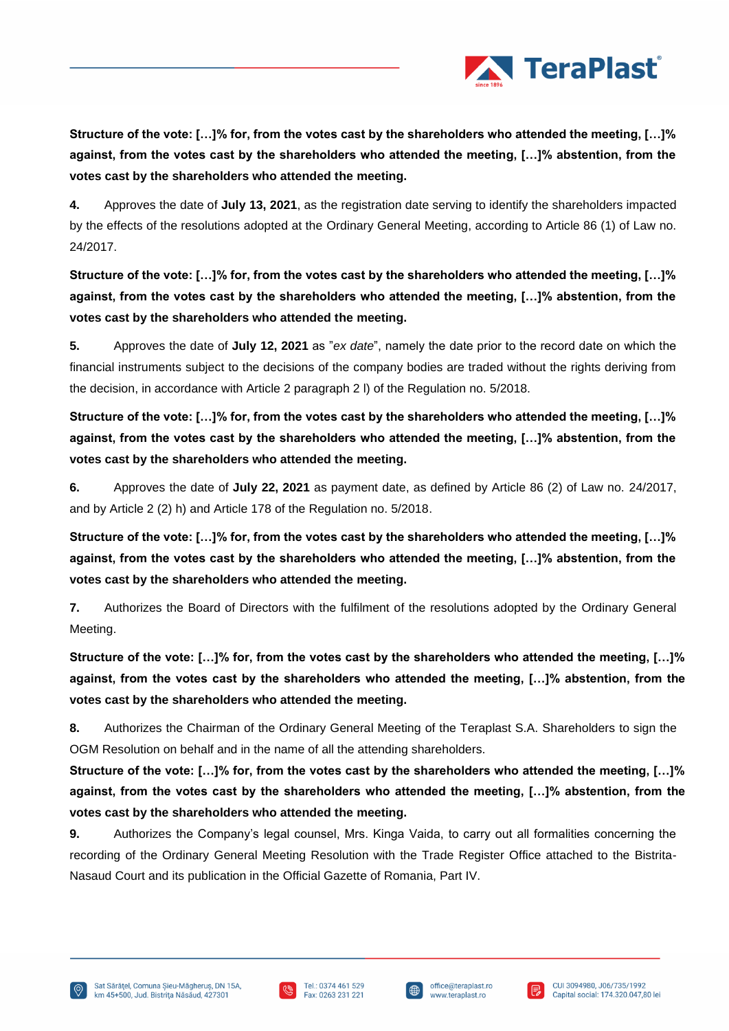**Structure of the vote: […]% for, from the votes cast by the shareholders who attended the meeting, […]% against, from the votes cast by the shareholders who attended the meeting, […]% abstention, from the votes cast by the shareholders who attended the meeting.**

**4.** Approves the date of **July 13, 2021**, as the registration date serving to identify the shareholders impacted by the effects of the resolutions adopted at the Ordinary General Meeting, according to Article 86 (1) of Law no. 24/2017.

**Structure of the vote: […]% for, from the votes cast by the shareholders who attended the meeting, […]% against, from the votes cast by the shareholders who attended the meeting, […]% abstention, from the votes cast by the shareholders who attended the meeting.**

**5.** Approves the date of **July 12, 2021** as ”*ex date*”, namely the date prior to the record date on which the financial instruments subject to the decisions of the company bodies are traded without the rights deriving from the decision, in accordance with Article 2 paragraph 2 l) of the Regulation no. 5/2018.

**Structure of the vote: […]% for, from the votes cast by the shareholders who attended the meeting, […]% against, from the votes cast by the shareholders who attended the meeting, […]% abstention, from the votes cast by the shareholders who attended the meeting.**

**6.** Approves the date of **July 22, 2021** as payment date, as defined by Article 86 (2) of Law no. 24/2017, and by Article 2 (2) h) and Article 178 of the Regulation no. 5/2018.

**Structure of the vote: […]% for, from the votes cast by the shareholders who attended the meeting, […]% against, from the votes cast by the shareholders who attended the meeting, […]% abstention, from the votes cast by the shareholders who attended the meeting.**

**7.** Authorizes the Board of Directors with the fulfilment of the resolutions adopted by the Ordinary General Meeting.

**Structure of the vote: […]% for, from the votes cast by the shareholders who attended the meeting, […]% against, from the votes cast by the shareholders who attended the meeting, […]% abstention, from the votes cast by the shareholders who attended the meeting.**

**8.** Authorizes the Chairman of the Ordinary General Meeting of the Teraplast S.A. Shareholders to sign the OGM Resolution on behalf and in the name of all the attending shareholders.

**Structure of the vote: […]% for, from the votes cast by the shareholders who attended the meeting, […]% against, from the votes cast by the shareholders who attended the meeting, […]% abstention, from the votes cast by the shareholders who attended the meeting.**

**9.** Authorizes the Company's legal counsel, Mrs. Kinga Vaida, to carry out all formalities concerning the recording of the Ordinary General Meeting Resolution with the Trade Register Office attached to the Bistrita-Nasaud Court and its publication in the Official Gazette of Romania, Part IV.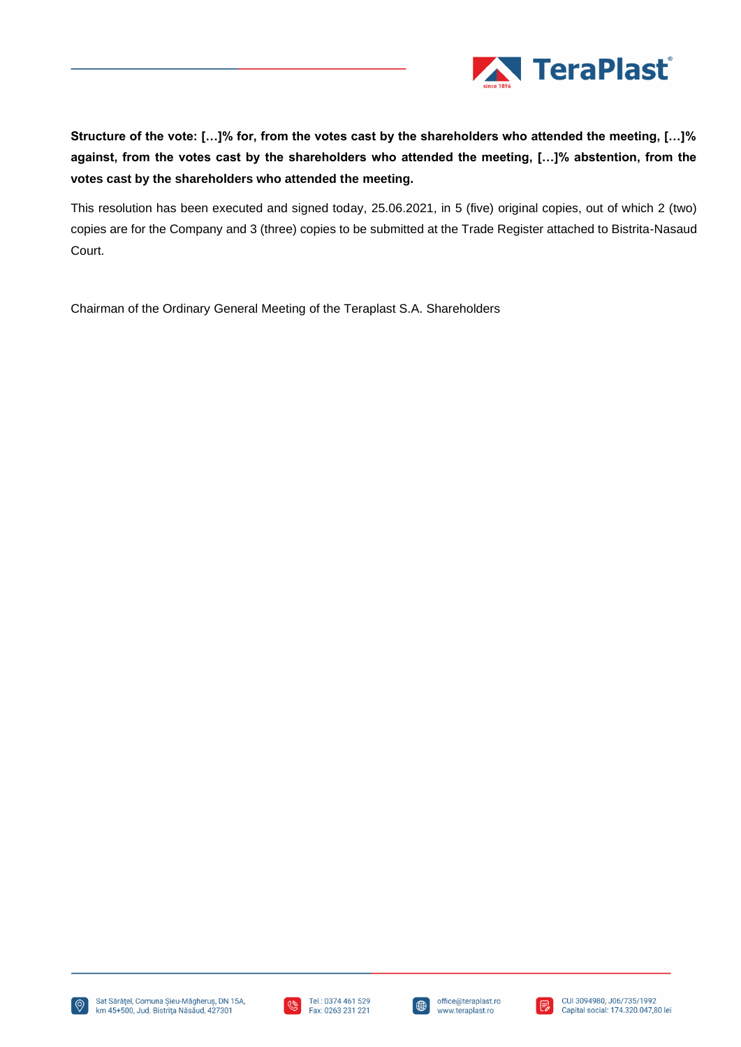**Structure of the vote: […]% for, from the votes cast by the shareholders who attended the meeting, […]% against, from the votes cast by the shareholders who attended the meeting, […]% abstention, from the votes cast by the shareholders who attended the meeting.**

This resolution has been executed and signed today, 25.06.2021, in 5 (five) original copies, out of which 2 (two) copies are for the Company and 3 (three) copies to be submitted at the Trade Register attached to Bistrita-Nasaud Court.

Chairman of the Ordinary General Meeting of the Teraplast S.A. Shareholders